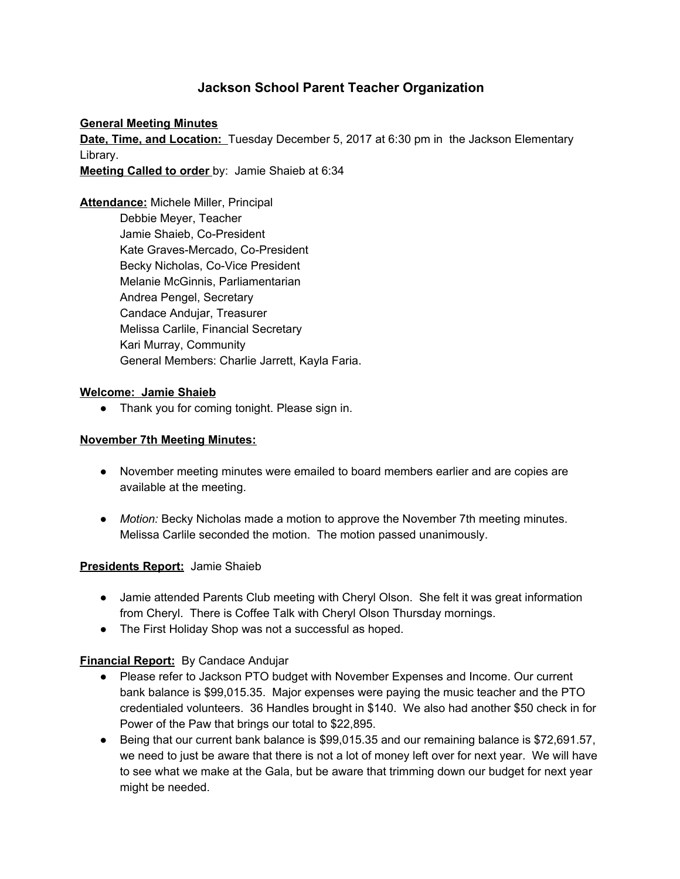# Jackson School Parent Teacher Organization

**General Meeting Minutes**

**Date, Time, and Location:** Tuesday December 5, 2017 at 6:30 pm in the Jackson Elementary Library.

**Meeting Called to order** by: Jamie Shaieb at 6:34

**Attendance:** Michele Miller, Principal
Debbie Meyer, Teacher
Jamie Shaieb, Co-President
Kate Graves-Mercado, Co-President
Becky Nicholas, Co-Vice President
Melanie McGinnis, Parliamentarian
Andrea Pengel, Secretary
Candace Andujar, Treasurer
Melissa Carlile, Financial Secretary
Kari Murray, Community
General Members: Charlie Jarrett, Kayla Faria.

**Welcome: Jamie Shaieb**

- Thank you for coming tonight. Please sign in.

**November 7th Meeting Minutes:**

- November meeting minutes were emailed to board members earlier and are copies are available at the meeting.
- *Motion:* Becky Nicholas made a motion to approve the November 7th meeting minutes. Melissa Carlile seconded the motion. The motion passed unanimously.

**Presidents Report:** Jamie Shaieb

- Jamie attended Parents Club meeting with Cheryl Olson. She felt it was great information from Cheryl. There is Coffee Talk with Cheryl Olson Thursday mornings.
- The First Holiday Shop was not a successful as hoped.

**Financial Report:** By Candace Andujar

- Please refer to Jackson PTO budget with November Expenses and Income. Our current bank balance is $99,015.35. Major expenses were paying the music teacher and the PTO credentialed volunteers. 36 Handles brought in $140. We also had another $50 check in for Power of the Paw that brings our total to $22,895.
- Being that our current bank balance is $99,015.35 and our remaining balance is $72,691.57, we need to just be aware that there is not a lot of money left over for next year. We will have to see what we make at the Gala, but be aware that trimming down our budget for next year might be needed.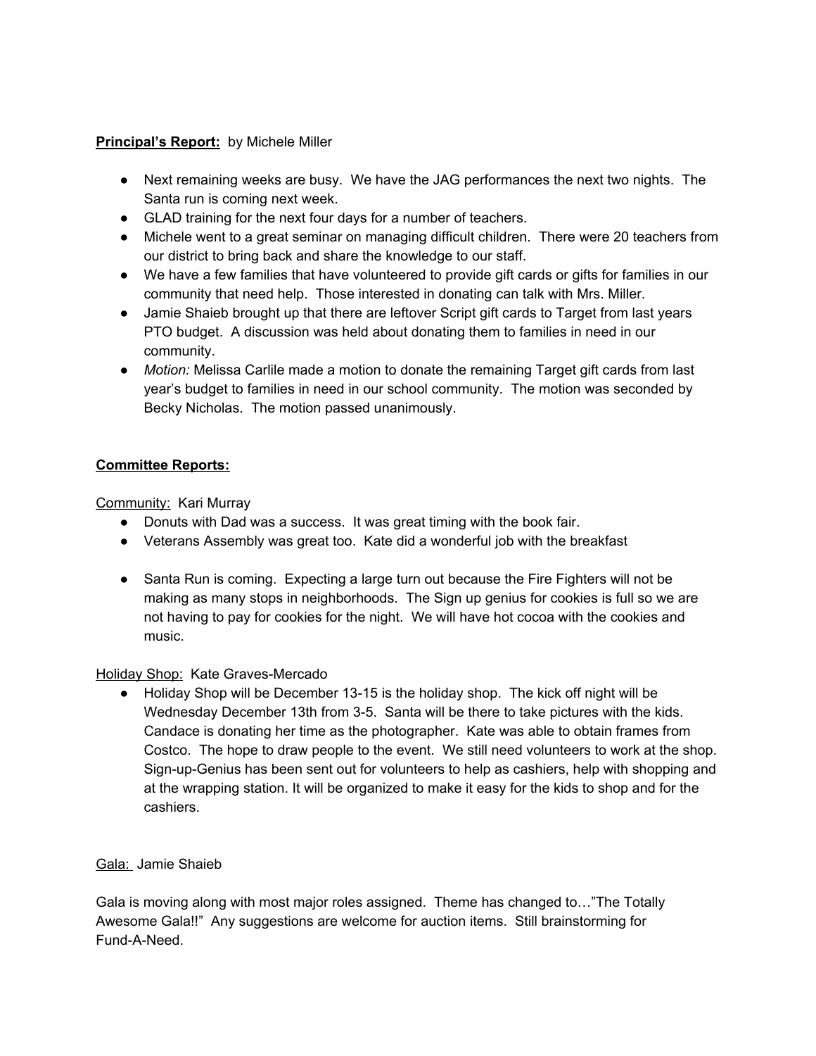**Principal's Report:** by Michele Miller

- Next remaining weeks are busy. We have the JAG performances the next two nights. The Santa run is coming next week.
- GLAD training for the next four days for a number of teachers.
- Michele went to a great seminar on managing difficult children. There were 20 teachers from our district to bring back and share the knowledge to our staff.
- We have a few families that have volunteered to provide gift cards or gifts for families in our community that need help. Those interested in donating can talk with Mrs. Miller.
- Jamie Shaieb brought up that there are leftover Script gift cards to Target from last years PTO budget. A discussion was held about donating them to families in need in our community.
- *Motion:* Melissa Carlile made a motion to donate the remaining Target gift cards from last year's budget to families in need in our school community. The motion was seconded by Becky Nicholas. The motion passed unanimously.

**Committee Reports:**

Community: Kari Murray

- Donuts with Dad was a success. It was great timing with the book fair.
- Veterans Assembly was great too. Kate did a wonderful job with the breakfast
- Santa Run is coming. Expecting a large turn out because the Fire Fighters will not be making as many stops in neighborhoods. The Sign up genius for cookies is full so we are not having to pay for cookies for the night. We will have hot cocoa with the cookies and music.

Holiday Shop: Kate Graves-Mercado

- Holiday Shop will be December 13-15 is the holiday shop. The kick off night will be Wednesday December 13th from 3-5. Santa will be there to take pictures with the kids. Candace is donating her time as the photographer. Kate was able to obtain frames from Costco. The hope to draw people to the event. We still need volunteers to work at the shop. Sign-up-Genius has been sent out for volunteers to help as cashiers, help with shopping and at the wrapping station. It will be organized to make it easy for the kids to shop and for the cashiers.

Gala: Jamie Shaieb

Gala is moving along with most major roles assigned. Theme has changed to…"The Totally Awesome Gala!!" Any suggestions are welcome for auction items. Still brainstorming for Fund-A-Need.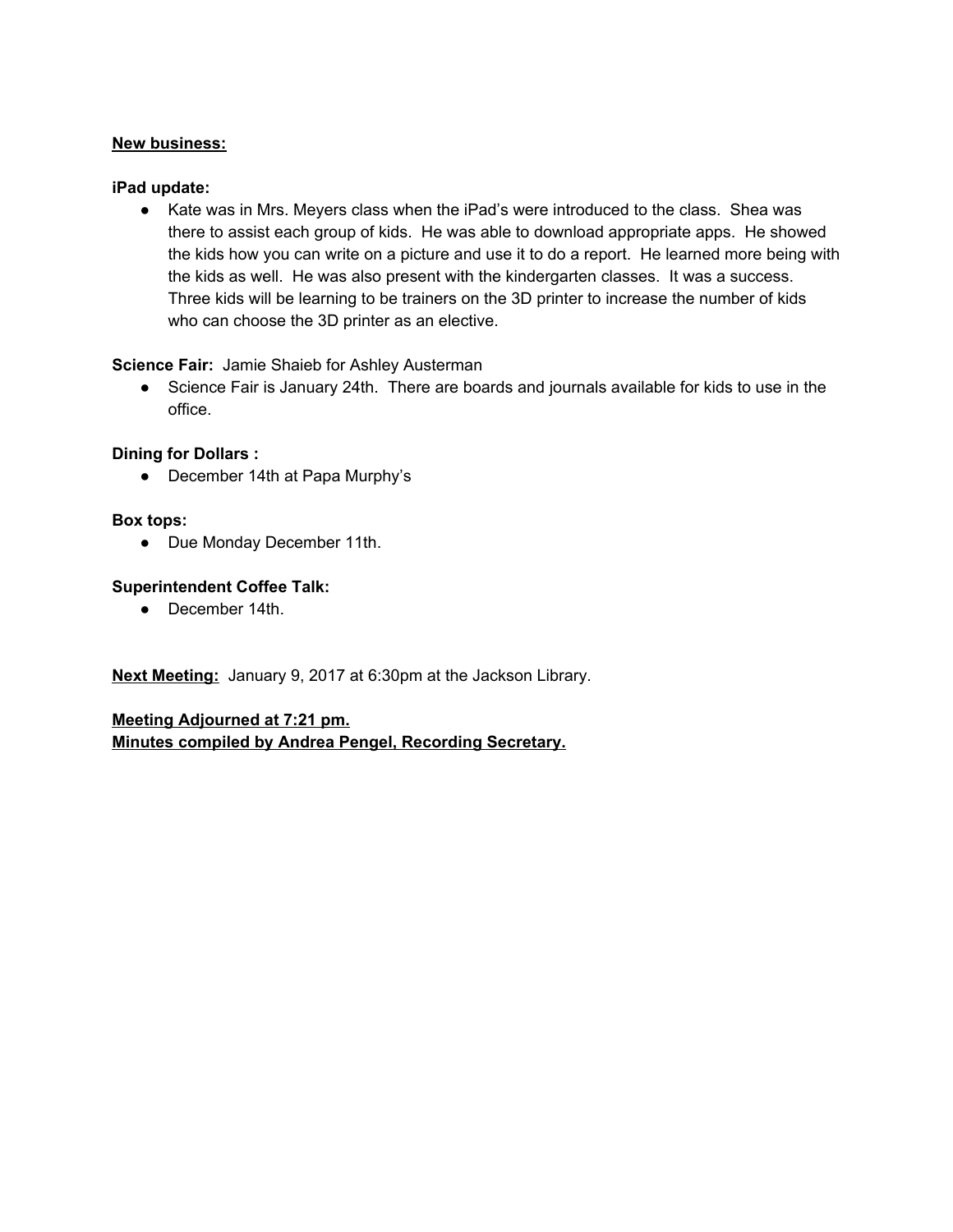**New business:**

**iPad update:**

- Kate was in Mrs. Meyers class when the iPad's were introduced to the class. Shea was there to assist each group of kids. He was able to download appropriate apps. He showed the kids how you can write on a picture and use it to do a report. He learned more being with the kids as well. He was also present with the kindergarten classes. It was a success. Three kids will be learning to be trainers on the 3D printer to increase the number of kids who can choose the 3D printer as an elective.

**Science Fair:** Jamie Shaieb for Ashley Austerman

- Science Fair is January 24th. There are boards and journals available for kids to use in the office.

**Dining for Dollars :**

- December 14th at Papa Murphy's

**Box tops:**

- Due Monday December 11th.

**Superintendent Coffee Talk:**

- December 14th.

**Next Meeting:** January 9, 2017 at 6:30pm at the Jackson Library.

**Meeting Adjourned at 7:21 pm.**
**Minutes compiled by Andrea Pengel, Recording Secretary.**